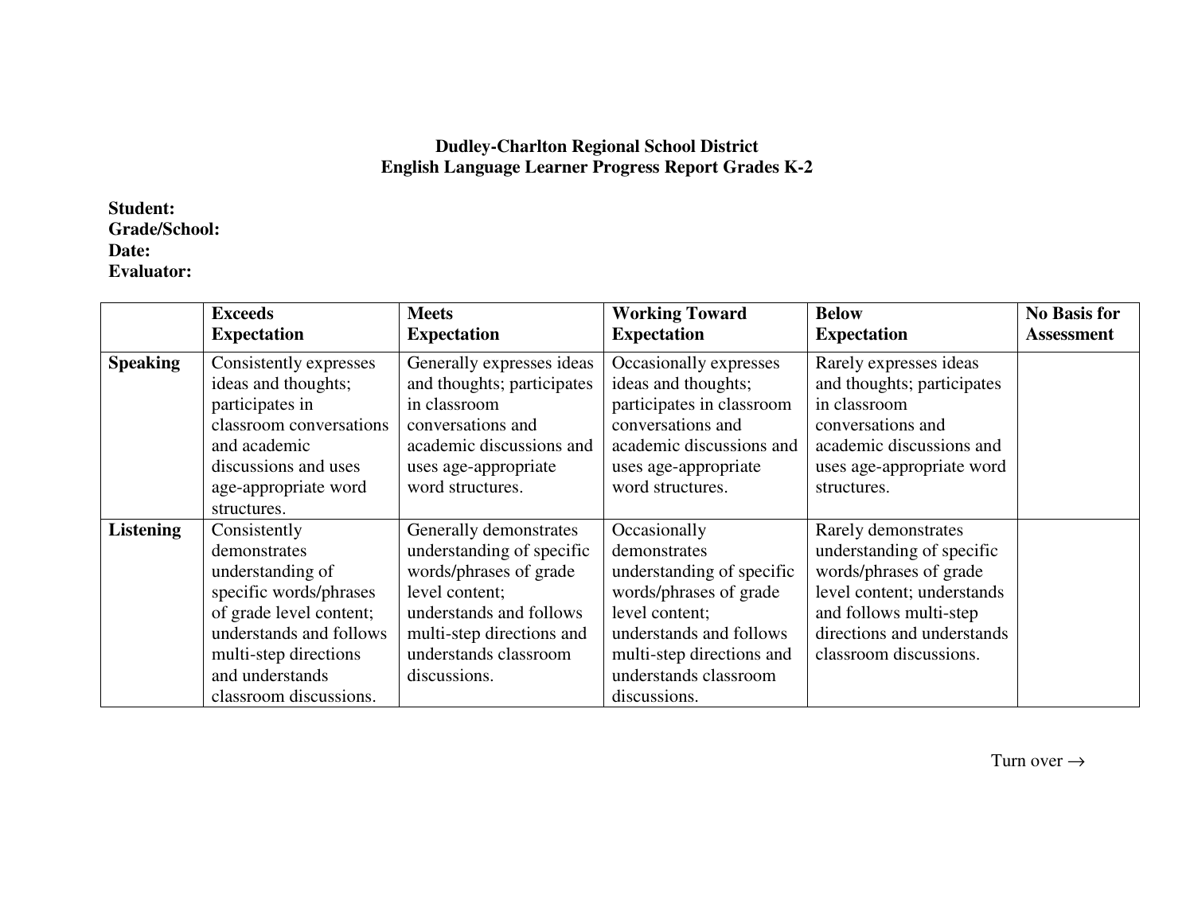**Dudley-Charlton Regional School District**
**English Language Learner Progress Report Grades K-2**

**Student:**
**Grade/School:**
**Date:**
**Evaluator:**

| | **Exceeds Expectation** | **Meets Expectation** | **Working Toward Expectation** | **Below Expectation** | **No Basis for Assessment** |
|---|---|---|---|---|---|
| **Speaking** | Consistently expresses ideas and thoughts; participates in classroom conversations and academic discussions and uses age-appropriate word structures. | Generally expresses ideas and thoughts; participates in classroom conversations and academic discussions and uses age-appropriate word structures. | Occasionally expresses ideas and thoughts; participates in classroom conversations and academic discussions and uses age-appropriate word structures. | Rarely expresses ideas and thoughts; participates in classroom conversations and academic discussions and uses age-appropriate word structures. | |
| **Listening** | Consistently demonstrates understanding of specific words/phrases of grade level content; understands and follows multi-step directions and understands classroom discussions. | Generally demonstrates understanding of specific words/phrases of grade level content; understands and follows multi-step directions and understands classroom discussions. | Occasionally demonstrates understanding of specific words/phrases of grade level content; understands and follows multi-step directions and understands classroom discussions. | Rarely demonstrates understanding of specific words/phrases of grade level content; understands and follows multi-step directions and understands classroom discussions. | |

Turn over →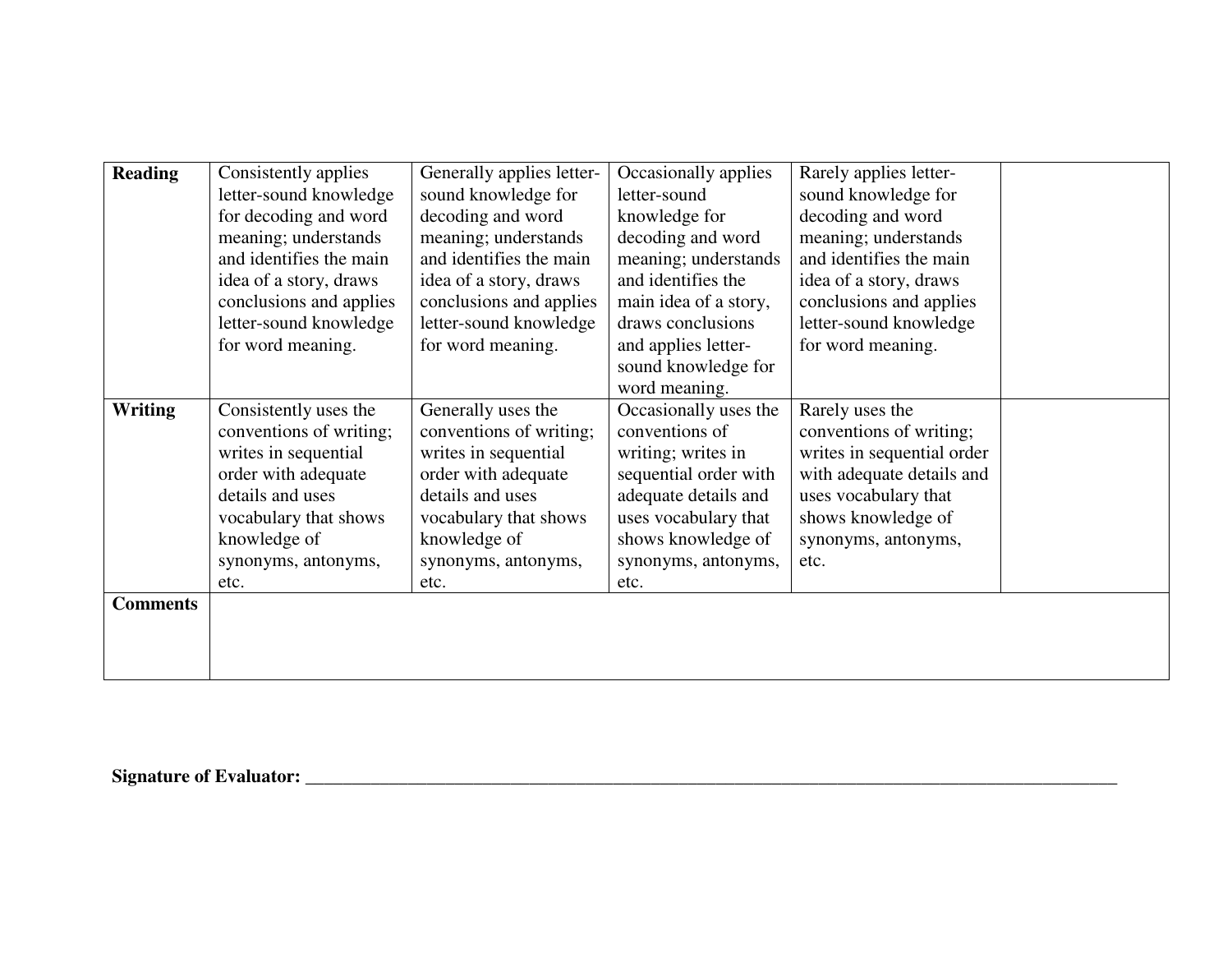| | | | | | |
|---|---|---|---|---|---|
| **Reading** | Consistently applies letter-sound knowledge for decoding and word meaning; understands and identifies the main idea of a story, draws conclusions and applies letter-sound knowledge for word meaning. | Generally applies letter-sound knowledge for decoding and word meaning; understands and identifies the main idea of a story, draws conclusions and applies letter-sound knowledge for word meaning. | Occasionally applies letter-sound knowledge for decoding and word meaning; understands and identifies the main idea of a story, draws conclusions and applies letter-sound knowledge for word meaning. | Rarely applies letter-sound knowledge for decoding and word meaning; understands and identifies the main idea of a story, draws conclusions and applies letter-sound knowledge for word meaning. | |
| **Writing** | Consistently uses the conventions of writing; writes in sequential order with adequate details and uses vocabulary that shows knowledge of synonyms, antonyms, etc. | Generally uses the conventions of writing; writes in sequential order with adequate details and uses vocabulary that shows knowledge of synonyms, antonyms, etc. | Occasionally uses the conventions of writing; writes in sequential order with adequate details and uses vocabulary that shows knowledge of synonyms, antonyms, etc. | Rarely uses the conventions of writing; writes in sequential order with adequate details and uses vocabulary that shows knowledge of synonyms, antonyms, etc. | |
| **Comments** | | | | | |

**Signature of Evaluator:** ______________________________________________________________